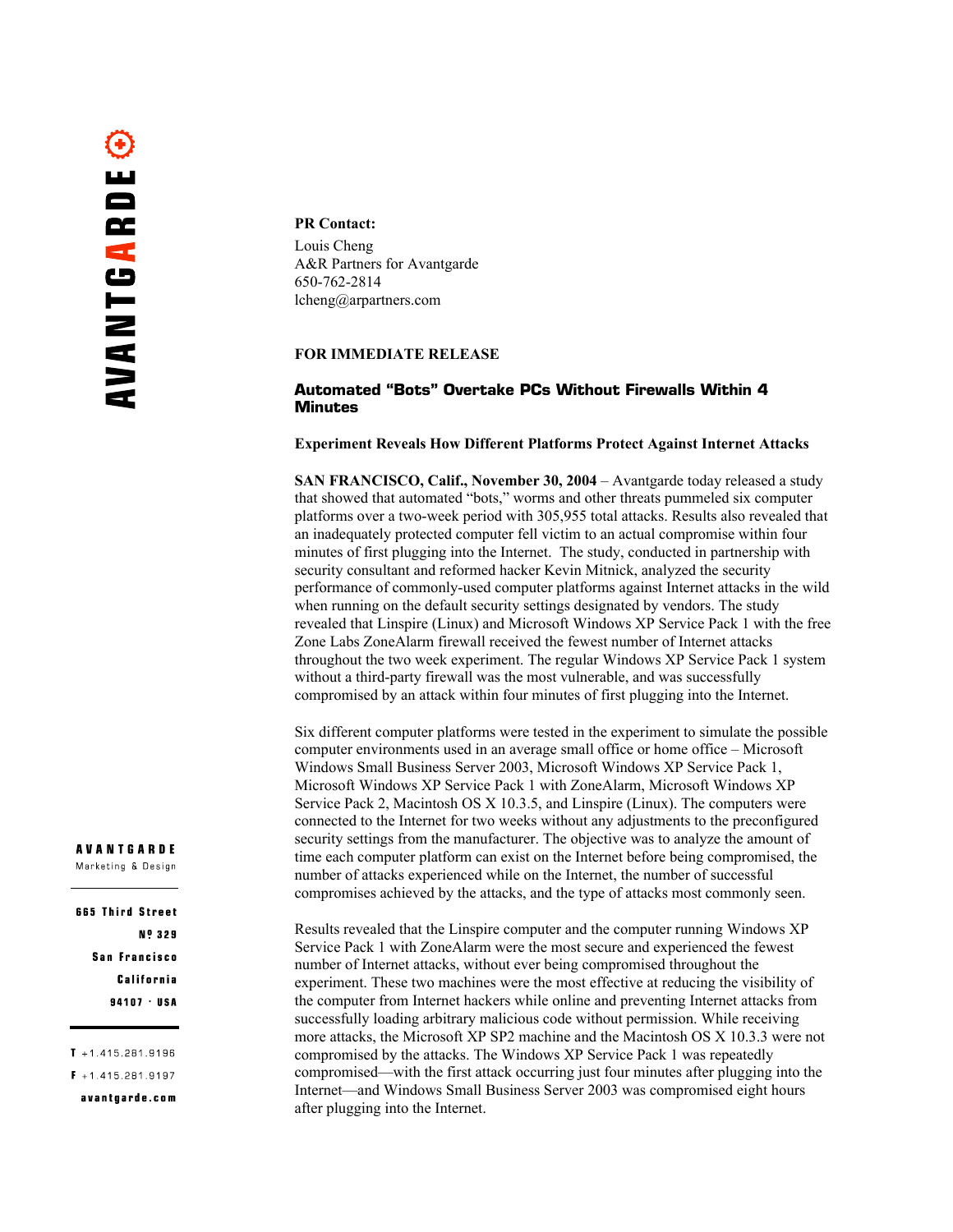**PR Contact:**
Louis Cheng
A&R Partners for Avantgarde
650-762-2814
lcheng@arpartners.com

**FOR IMMEDIATE RELEASE**

# Automated "Bots" Overtake PCs Without Firewalls Within 4 Minutes

## Experiment Reveals How Different Platforms Protect Against Internet Attacks

**SAN FRANCISCO, Calif., November 30, 2004** – Avantgarde today released a study that showed that automated "bots," worms and other threats pummeled six computer platforms over a two-week period with 305,955 total attacks. Results also revealed that an inadequately protected computer fell victim to an actual compromise within four minutes of first plugging into the Internet. The study, conducted in partnership with security consultant and reformed hacker Kevin Mitnick, analyzed the security performance of commonly-used computer platforms against Internet attacks in the wild when running on the default security settings designated by vendors. The study revealed that Linspire (Linux) and Microsoft Windows XP Service Pack 1 with the free Zone Labs ZoneAlarm firewall received the fewest number of Internet attacks throughout the two week experiment. The regular Windows XP Service Pack 1 system without a third-party firewall was the most vulnerable, and was successfully compromised by an attack within four minutes of first plugging into the Internet.

Six different computer platforms were tested in the experiment to simulate the possible computer environments used in an average small office or home office – Microsoft Windows Small Business Server 2003, Microsoft Windows XP Service Pack 1, Microsoft Windows XP Service Pack 1 with ZoneAlarm, Microsoft Windows XP Service Pack 2, Macintosh OS X 10.3.5, and Linspire (Linux). The computers were connected to the Internet for two weeks without any adjustments to the preconfigured security settings from the manufacturer. The objective was to analyze the amount of time each computer platform can exist on the Internet before being compromised, the number of attacks experienced while on the Internet, the number of successful compromises achieved by the attacks, and the type of attacks most commonly seen.

Results revealed that the Linspire computer and the computer running Windows XP Service Pack 1 with ZoneAlarm were the most secure and experienced the fewest number of Internet attacks, without ever being compromised throughout the experiment. These two machines were the most effective at reducing the visibility of the computer from Internet hackers while online and preventing Internet attacks from successfully loading arbitrary malicious code without permission. While receiving more attacks, the Microsoft XP SP2 machine and the Macintosh OS X 10.3.3 were not compromised by the attacks. The Windows XP Service Pack 1 was repeatedly compromised—with the first attack occurring just four minutes after plugging into the Internet—and Windows Small Business Server 2003 was compromised eight hours after plugging into the Internet.

**AVANTGARDE**
Marketing & Design

665 Third Street
Nº 329
San Francisco
California
94107 · USA

T +1.415.281.9196
F +1.415.281.9197
avantgarde.com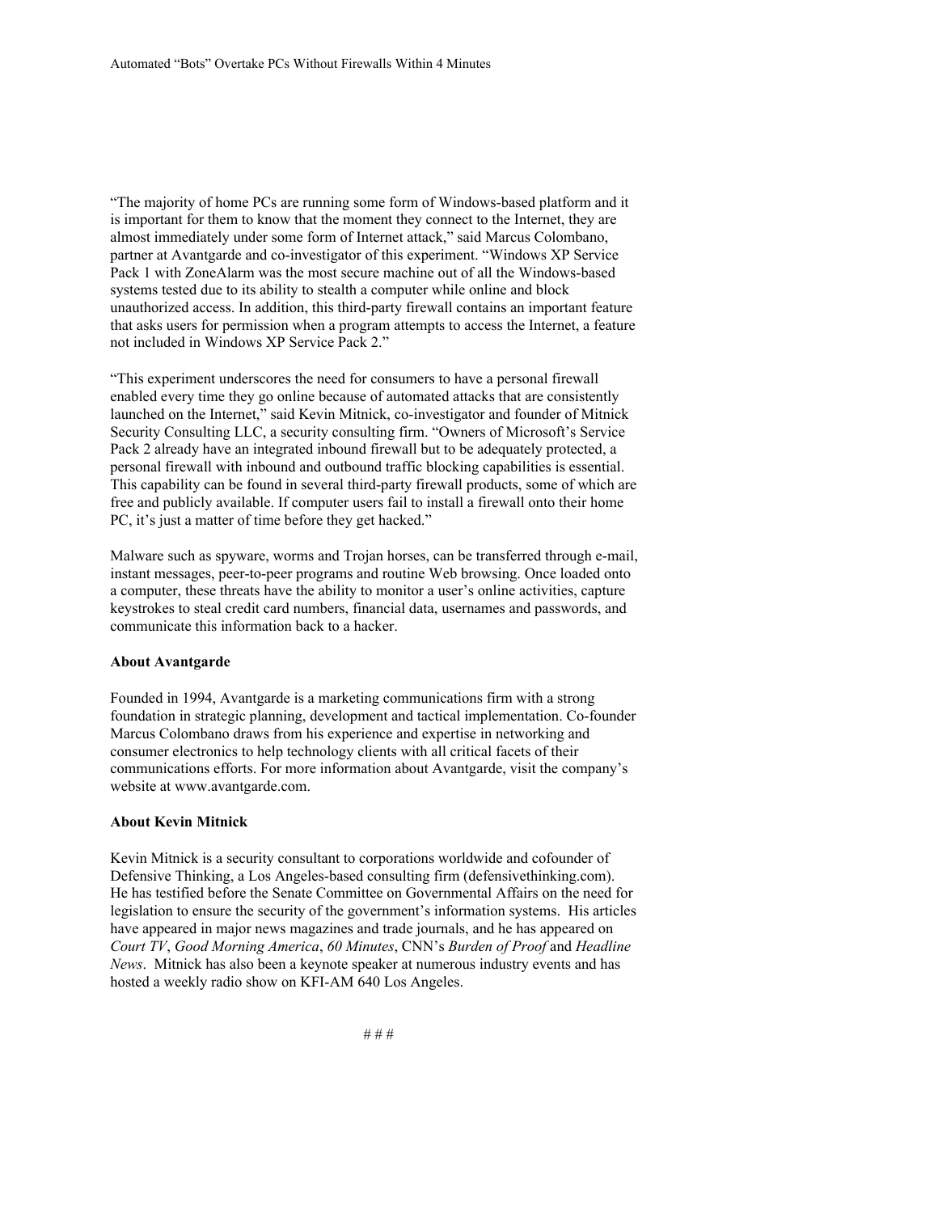"The majority of home PCs are running some form of Windows-based platform and it is important for them to know that the moment they connect to the Internet, they are almost immediately under some form of Internet attack," said Marcus Colombano, partner at Avantgarde and co-investigator of this experiment. "Windows XP Service Pack 1 with ZoneAlarm was the most secure machine out of all the Windows-based systems tested due to its ability to stealth a computer while online and block unauthorized access. In addition, this third-party firewall contains an important feature that asks users for permission when a program attempts to access the Internet, a feature not included in Windows XP Service Pack 2."

"This experiment underscores the need for consumers to have a personal firewall enabled every time they go online because of automated attacks that are consistently launched on the Internet," said Kevin Mitnick, co-investigator and founder of Mitnick Security Consulting LLC, a security consulting firm. "Owners of Microsoft's Service Pack 2 already have an integrated inbound firewall but to be adequately protected, a personal firewall with inbound and outbound traffic blocking capabilities is essential. This capability can be found in several third-party firewall products, some of which are free and publicly available. If computer users fail to install a firewall onto their home PC, it's just a matter of time before they get hacked."

Malware such as spyware, worms and Trojan horses, can be transferred through e-mail, instant messages, peer-to-peer programs and routine Web browsing. Once loaded onto a computer, these threats have the ability to monitor a user's online activities, capture keystrokes to steal credit card numbers, financial data, usernames and passwords, and communicate this information back to a hacker.

**About Avantgarde**

Founded in 1994, Avantgarde is a marketing communications firm with a strong foundation in strategic planning, development and tactical implementation. Co-founder Marcus Colombano draws from his experience and expertise in networking and consumer electronics to help technology clients with all critical facets of their communications efforts. For more information about Avantgarde, visit the company's website at www.avantgarde.com.

**About Kevin Mitnick**

Kevin Mitnick is a security consultant to corporations worldwide and cofounder of Defensive Thinking, a Los Angeles-based consulting firm (defensivethinking.com). He has testified before the Senate Committee on Governmental Affairs on the need for legislation to ensure the security of the government's information systems. His articles have appeared in major news magazines and trade journals, and he has appeared on *Court TV*, *Good Morning America*, *60 Minutes*, CNN's *Burden of Proof* and *Headline News*. Mitnick has also been a keynote speaker at numerous industry events and has hosted a weekly radio show on KFI-AM 640 Los Angeles.

# # #